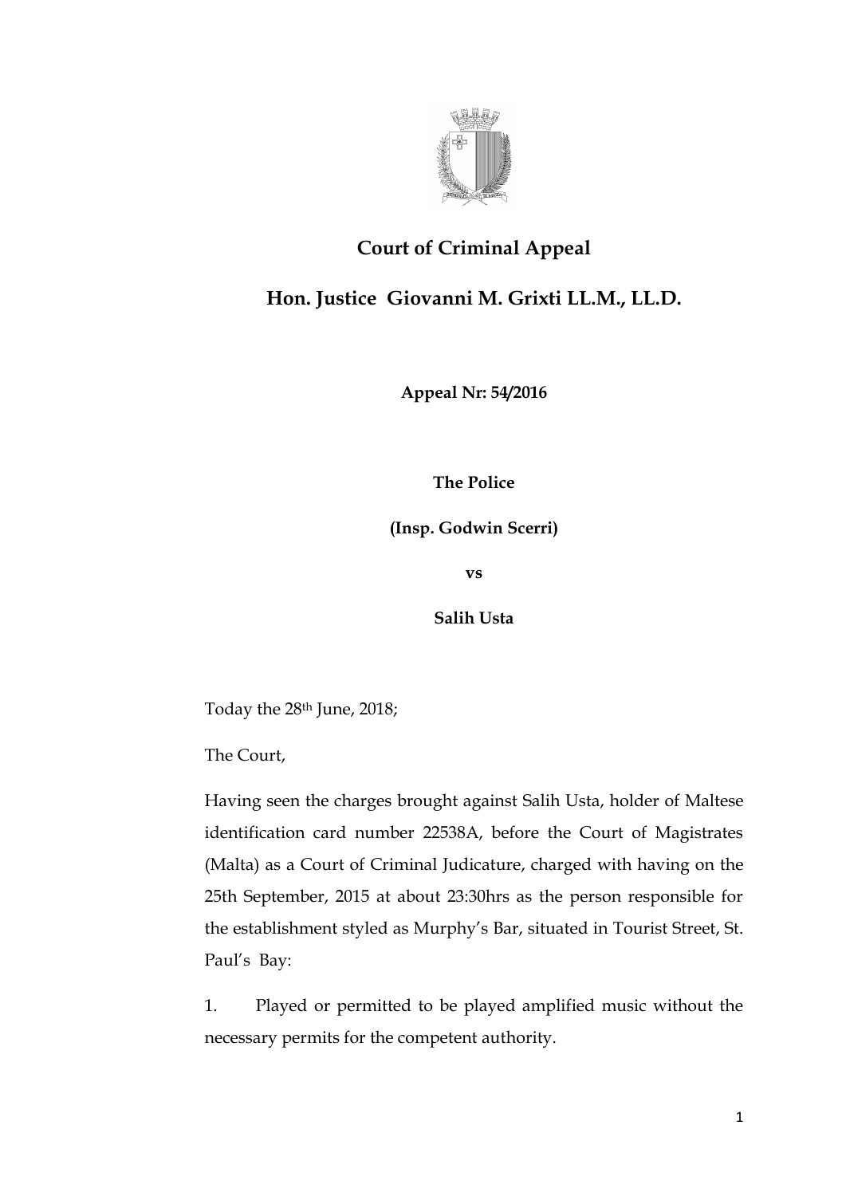# Court of Criminal Appeal

## Hon. Justice Giovanni M. Grixti LL.M., LL.D.

**Appeal Nr: 54/2016**

**The Police**

**(Insp. Godwin Scerri)**

**vs**

**Salih Usta**

Today the 28th June, 2018;

The Court,

Having seen the charges brought against Salih Usta, holder of Maltese identification card number 22538A, before the Court of Magistrates (Malta) as a Court of Criminal Judicature, charged with having on the 25th September, 2015 at about 23:30hrs as the person responsible for the establishment styled as Murphy's Bar, situated in Tourist Street, St. Paul's Bay:

1. Played or permitted to be played amplified music without the necessary permits for the competent authority.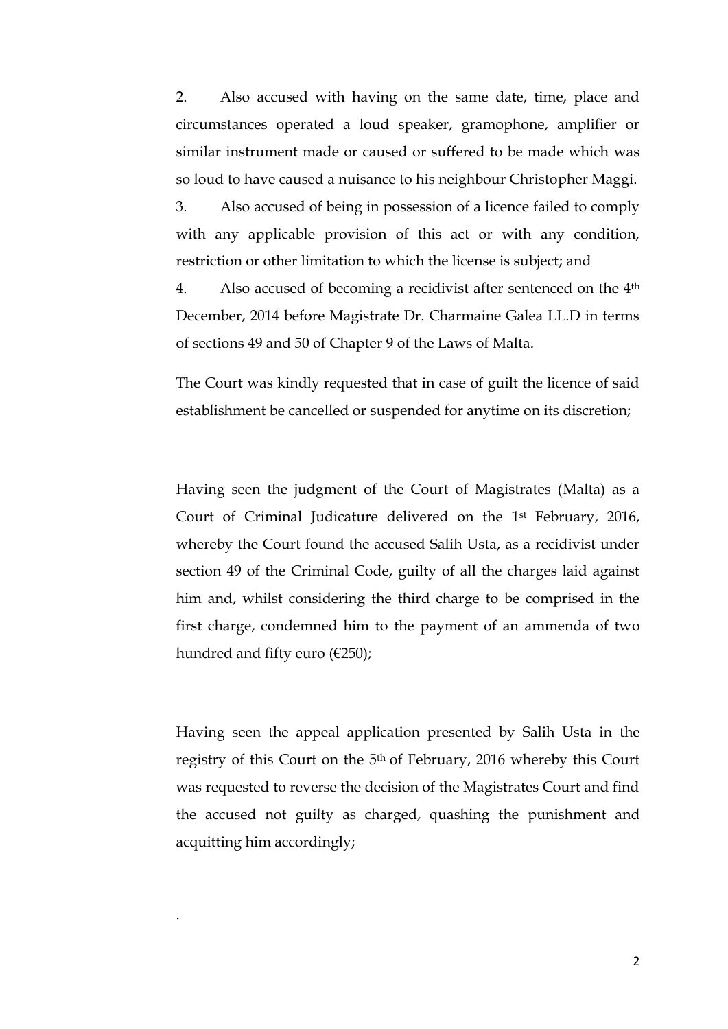2. Also accused with having on the same date, time, place and circumstances operated a loud speaker, gramophone, amplifier or similar instrument made or caused or suffered to be made which was so loud to have caused a nuisance to his neighbour Christopher Maggi.

3. Also accused of being in possession of a licence failed to comply with any applicable provision of this act or with any condition, restriction or other limitation to which the license is subject; and

4. Also accused of becoming a recidivist after sentenced on the 4th December, 2014 before Magistrate Dr. Charmaine Galea LL.D in terms of sections 49 and 50 of Chapter 9 of the Laws of Malta.

The Court was kindly requested that in case of guilt the licence of said establishment be cancelled or suspended for anytime on its discretion;

Having seen the judgment of the Court of Magistrates (Malta) as a Court of Criminal Judicature delivered on the 1st February, 2016, whereby the Court found the accused Salih Usta, as a recidivist under section 49 of the Criminal Code, guilty of all the charges laid against him and, whilst considering the third charge to be comprised in the first charge, condemned him to the payment of an ammenda of two hundred and fifty euro (€250);

Having seen the appeal application presented by Salih Usta in the registry of this Court on the 5th of February, 2016 whereby this Court was requested to reverse the decision of the Magistrates Court and find the accused not guilty as charged, quashing the punishment and acquitting him accordingly;

.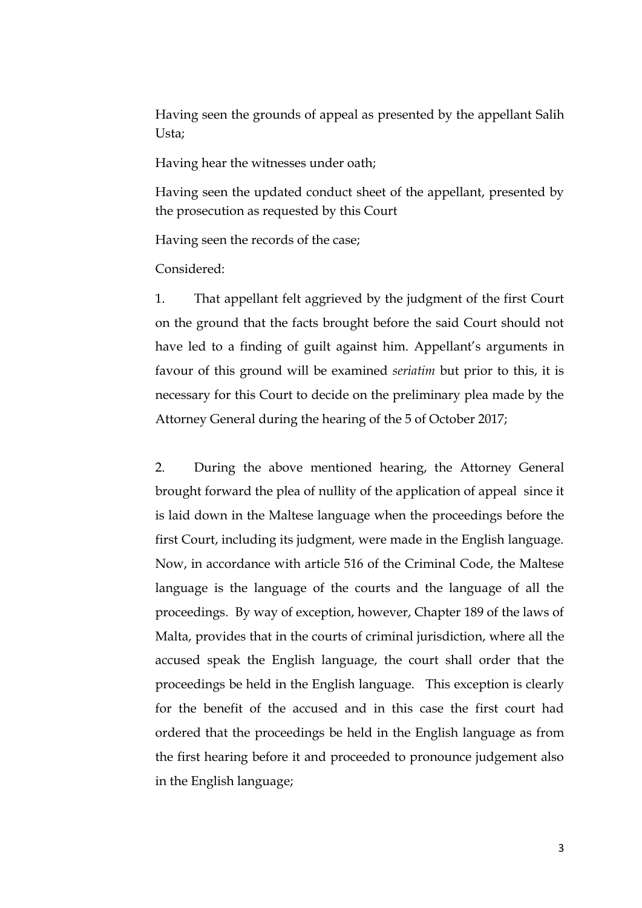Having seen the grounds of appeal as presented by the appellant Salih Usta;

Having hear the witnesses under oath;

Having seen the updated conduct sheet of the appellant, presented by the prosecution as requested by this Court

Having seen the records of the case;

Considered:

1. That appellant felt aggrieved by the judgment of the first Court on the ground that the facts brought before the said Court should not have led to a finding of guilt against him. Appellant's arguments in favour of this ground will be examined *seriatim* but prior to this, it is necessary for this Court to decide on the preliminary plea made by the Attorney General during the hearing of the 5 of October 2017;

2. During the above mentioned hearing, the Attorney General brought forward the plea of nullity of the application of appeal since it is laid down in the Maltese language when the proceedings before the first Court, including its judgment, were made in the English language. Now, in accordance with article 516 of the Criminal Code, the Maltese language is the language of the courts and the language of all the proceedings. By way of exception, however, Chapter 189 of the laws of Malta, provides that in the courts of criminal jurisdiction, where all the accused speak the English language, the court shall order that the proceedings be held in the English language. This exception is clearly for the benefit of the accused and in this case the first court had ordered that the proceedings be held in the English language as from the first hearing before it and proceeded to pronounce judgement also in the English language;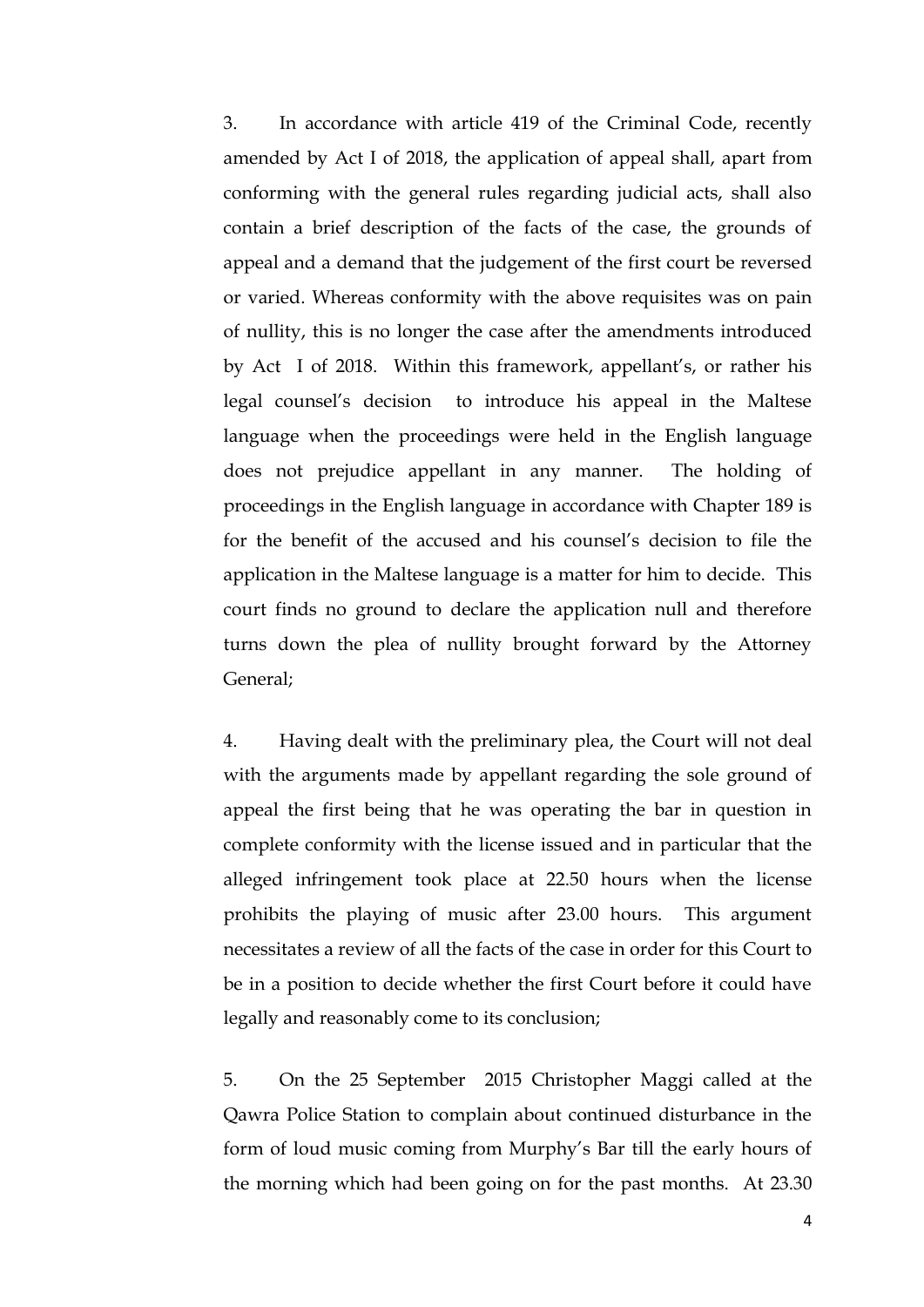3. In accordance with article 419 of the Criminal Code, recently amended by Act I of 2018, the application of appeal shall, apart from conforming with the general rules regarding judicial acts, shall also contain a brief description of the facts of the case, the grounds of appeal and a demand that the judgement of the first court be reversed or varied. Whereas conformity with the above requisites was on pain of nullity, this is no longer the case after the amendments introduced by Act I of 2018. Within this framework, appellant's, or rather his legal counsel's decision to introduce his appeal in the Maltese language when the proceedings were held in the English language does not prejudice appellant in any manner. The holding of proceedings in the English language in accordance with Chapter 189 is for the benefit of the accused and his counsel's decision to file the application in the Maltese language is a matter for him to decide. This court finds no ground to declare the application null and therefore turns down the plea of nullity brought forward by the Attorney General;

4. Having dealt with the preliminary plea, the Court will not deal with the arguments made by appellant regarding the sole ground of appeal the first being that he was operating the bar in question in complete conformity with the license issued and in particular that the alleged infringement took place at 22.50 hours when the license prohibits the playing of music after 23.00 hours. This argument necessitates a review of all the facts of the case in order for this Court to be in a position to decide whether the first Court before it could have legally and reasonably come to its conclusion;

5. On the 25 September 2015 Christopher Maggi called at the Qawra Police Station to complain about continued disturbance in the form of loud music coming from Murphy's Bar till the early hours of the morning which had been going on for the past months. At 23.30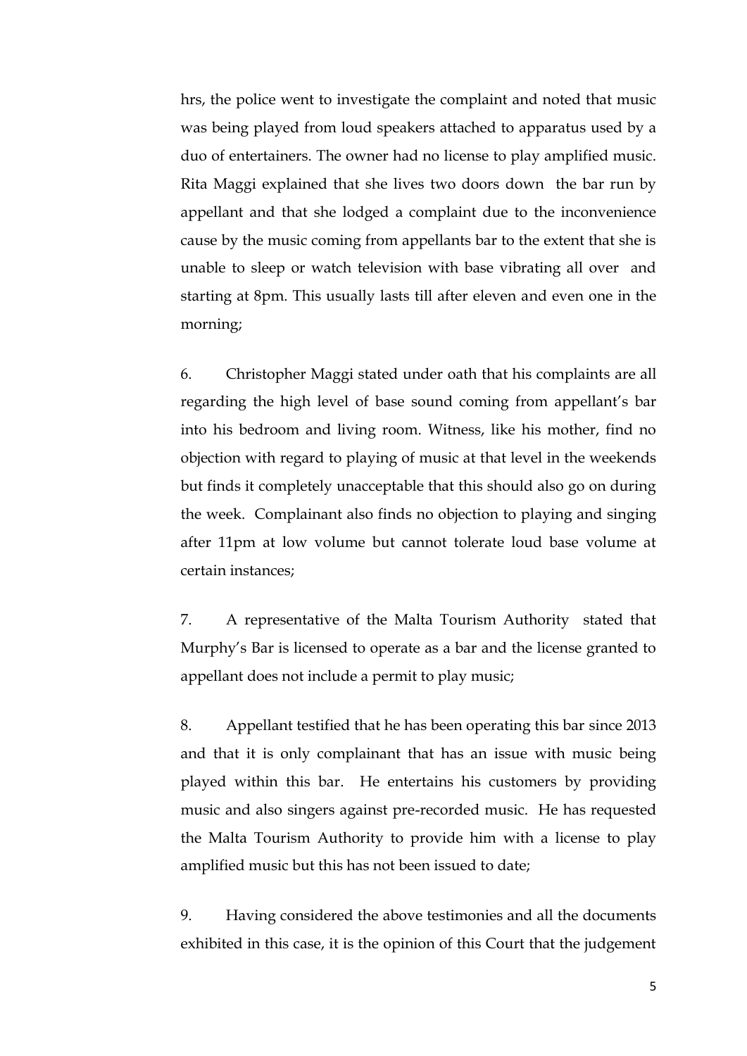hrs, the police went to investigate the complaint and noted that music was being played from loud speakers attached to apparatus used by a duo of entertainers. The owner had no license to play amplified music. Rita Maggi explained that she lives two doors down the bar run by appellant and that she lodged a complaint due to the inconvenience cause by the music coming from appellants bar to the extent that she is unable to sleep or watch television with base vibrating all over and starting at 8pm. This usually lasts till after eleven and even one in the morning;

6. Christopher Maggi stated under oath that his complaints are all regarding the high level of base sound coming from appellant's bar into his bedroom and living room. Witness, like his mother, find no objection with regard to playing of music at that level in the weekends but finds it completely unacceptable that this should also go on during the week. Complainant also finds no objection to playing and singing after 11pm at low volume but cannot tolerate loud base volume at certain instances;

7. A representative of the Malta Tourism Authority stated that Murphy's Bar is licensed to operate as a bar and the license granted to appellant does not include a permit to play music;

8. Appellant testified that he has been operating this bar since 2013 and that it is only complainant that has an issue with music being played within this bar. He entertains his customers by providing music and also singers against pre-recorded music. He has requested the Malta Tourism Authority to provide him with a license to play amplified music but this has not been issued to date;

9. Having considered the above testimonies and all the documents exhibited in this case, it is the opinion of this Court that the judgement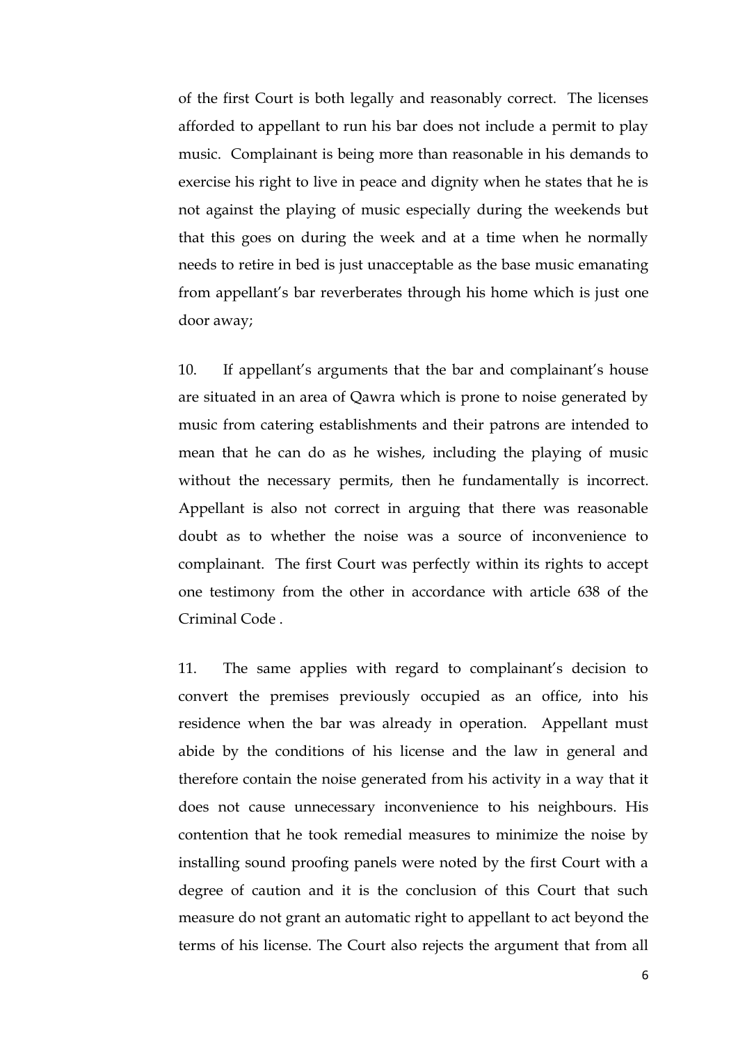of the first Court is both legally and reasonably correct. The licenses afforded to appellant to run his bar does not include a permit to play music. Complainant is being more than reasonable in his demands to exercise his right to live in peace and dignity when he states that he is not against the playing of music especially during the weekends but that this goes on during the week and at a time when he normally needs to retire in bed is just unacceptable as the base music emanating from appellant's bar reverberates through his home which is just one door away;

10. If appellant's arguments that the bar and complainant's house are situated in an area of Qawra which is prone to noise generated by music from catering establishments and their patrons are intended to mean that he can do as he wishes, including the playing of music without the necessary permits, then he fundamentally is incorrect. Appellant is also not correct in arguing that there was reasonable doubt as to whether the noise was a source of inconvenience to complainant. The first Court was perfectly within its rights to accept one testimony from the other in accordance with article 638 of the Criminal Code .

11. The same applies with regard to complainant's decision to convert the premises previously occupied as an office, into his residence when the bar was already in operation. Appellant must abide by the conditions of his license and the law in general and therefore contain the noise generated from his activity in a way that it does not cause unnecessary inconvenience to his neighbours. His contention that he took remedial measures to minimize the noise by installing sound proofing panels were noted by the first Court with a degree of caution and it is the conclusion of this Court that such measure do not grant an automatic right to appellant to act beyond the terms of his license. The Court also rejects the argument that from all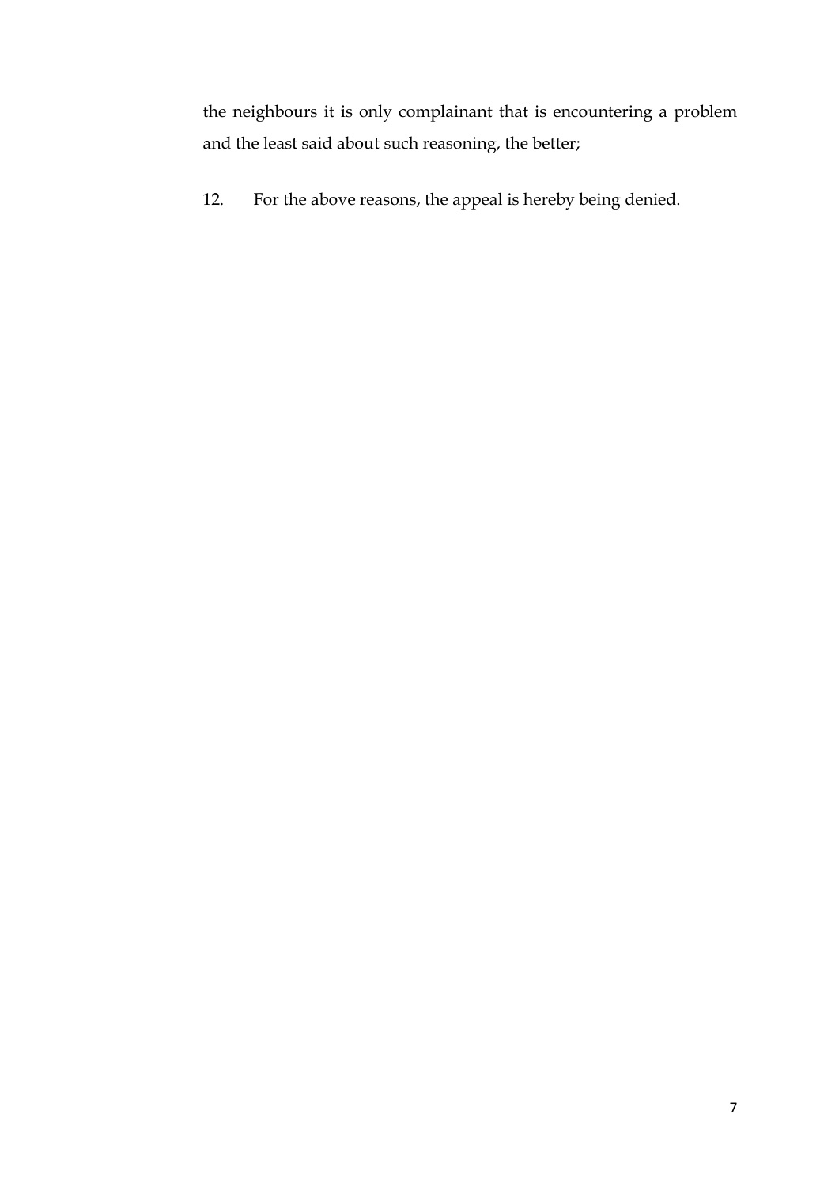the neighbours it is only complainant that is encountering a problem and the least said about such reasoning, the better;

12. For the above reasons, the appeal is hereby being denied.